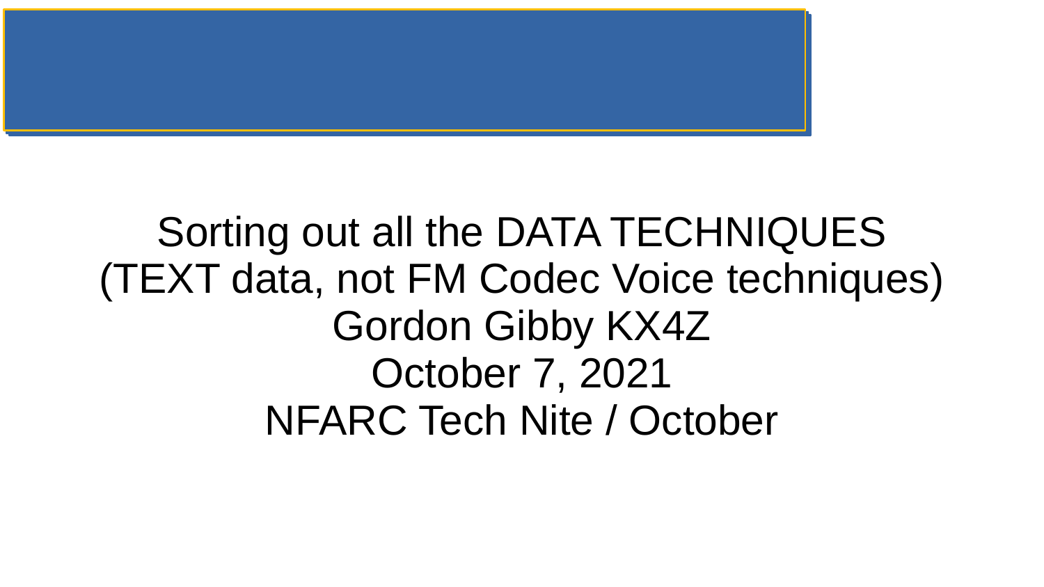Sorting out all the DATA TECHNIQUES
(TEXT data, not FM Codec Voice techniques)
Gordon Gibby KX4Z
October 7, 2021
NFARC Tech Nite / October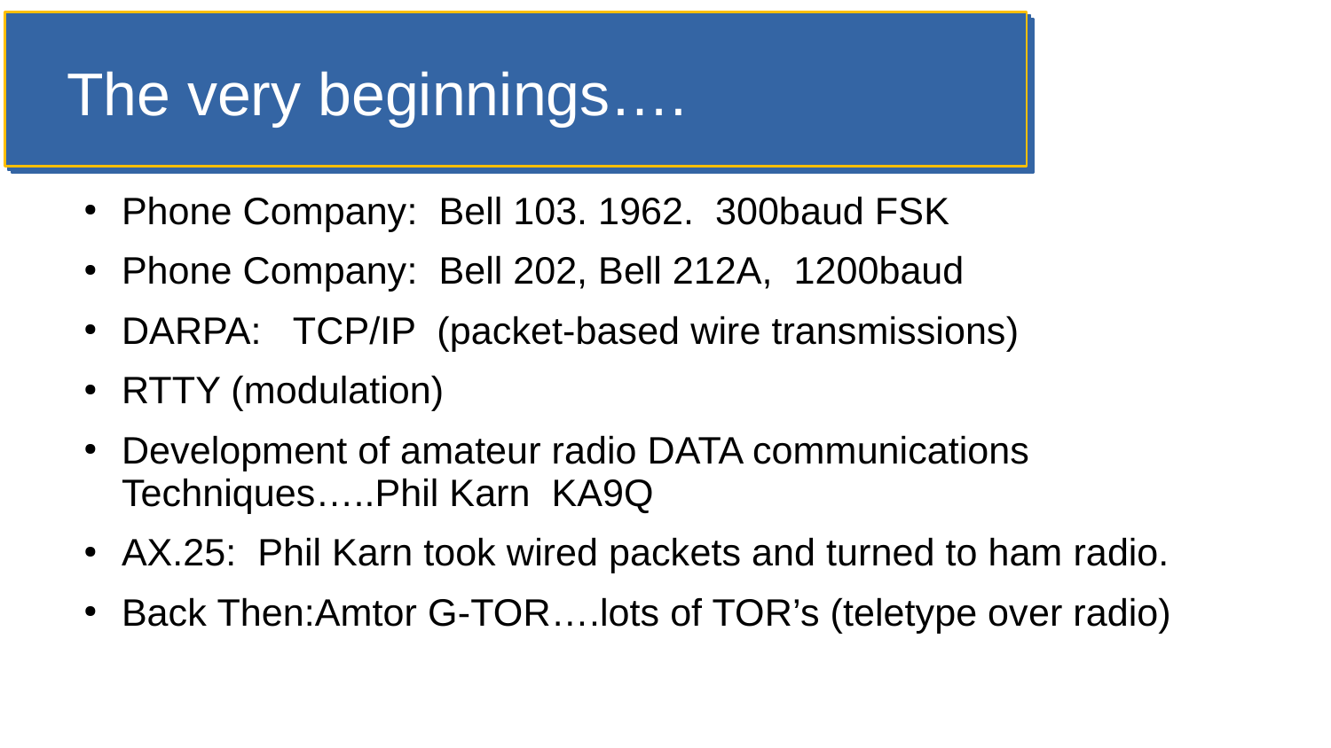# The very beginnings….

- Phone Company: Bell 103. 1962. 300baud FSK
- Phone Company: Bell 202, Bell 212A, 1200baud
- DARPA: TCP/IP (packet-based wire transmissions)
- RTTY (modulation)
- Development of amateur radio DATA communications Techniques…..Phil Karn KA9Q
- AX.25: Phil Karn took wired packets and turned to ham radio.
- Back Then:Amtor G-TOR….lots of TOR's (teletype over radio)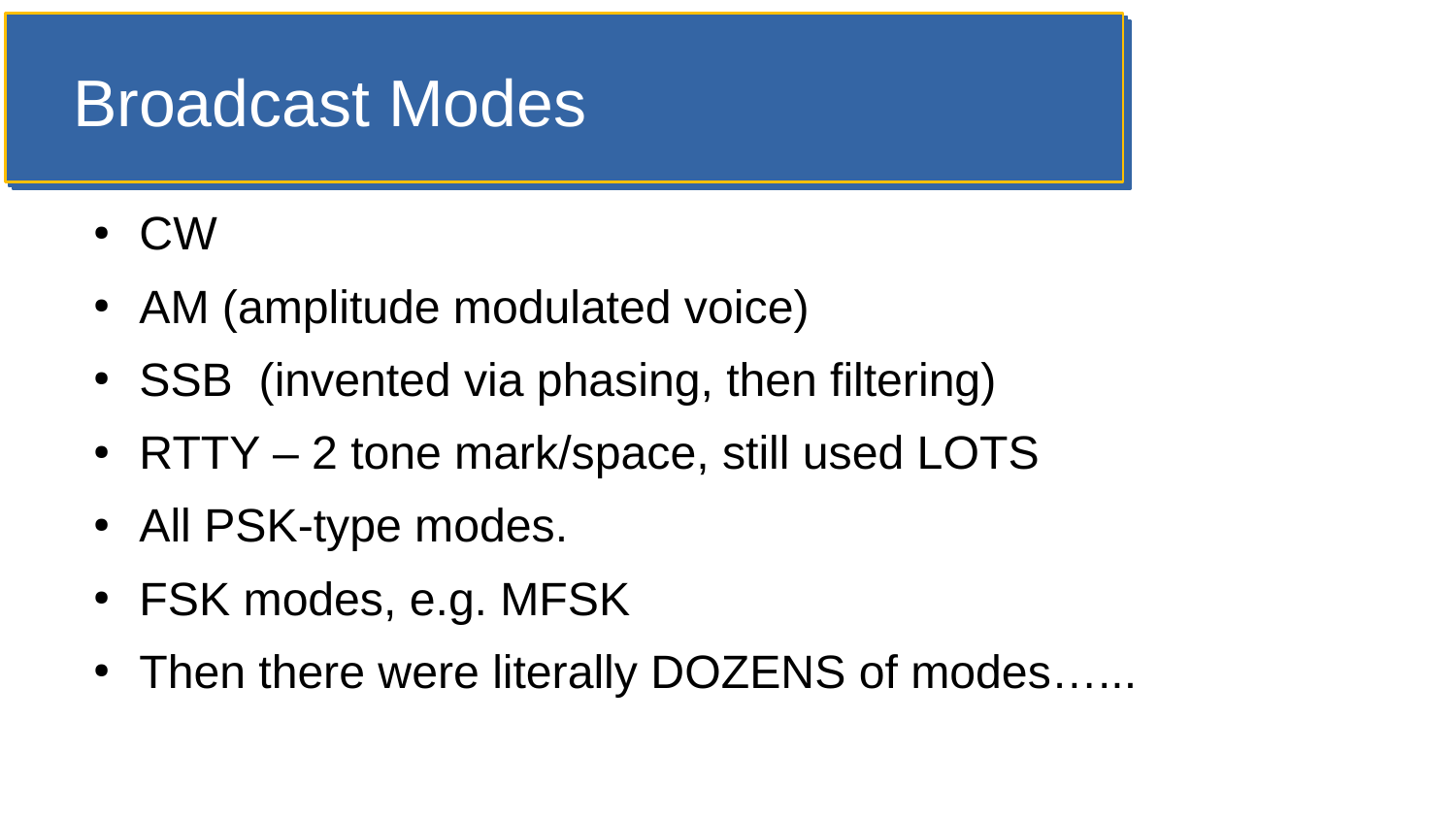# Broadcast Modes

- CW
- AM (amplitude modulated voice)
- SSB  (invented via phasing, then filtering)
- RTTY – 2 tone mark/space, still used LOTS
- All PSK-type modes.
- FSK modes, e.g. MFSK
- Then there were literally DOZENS of modes…...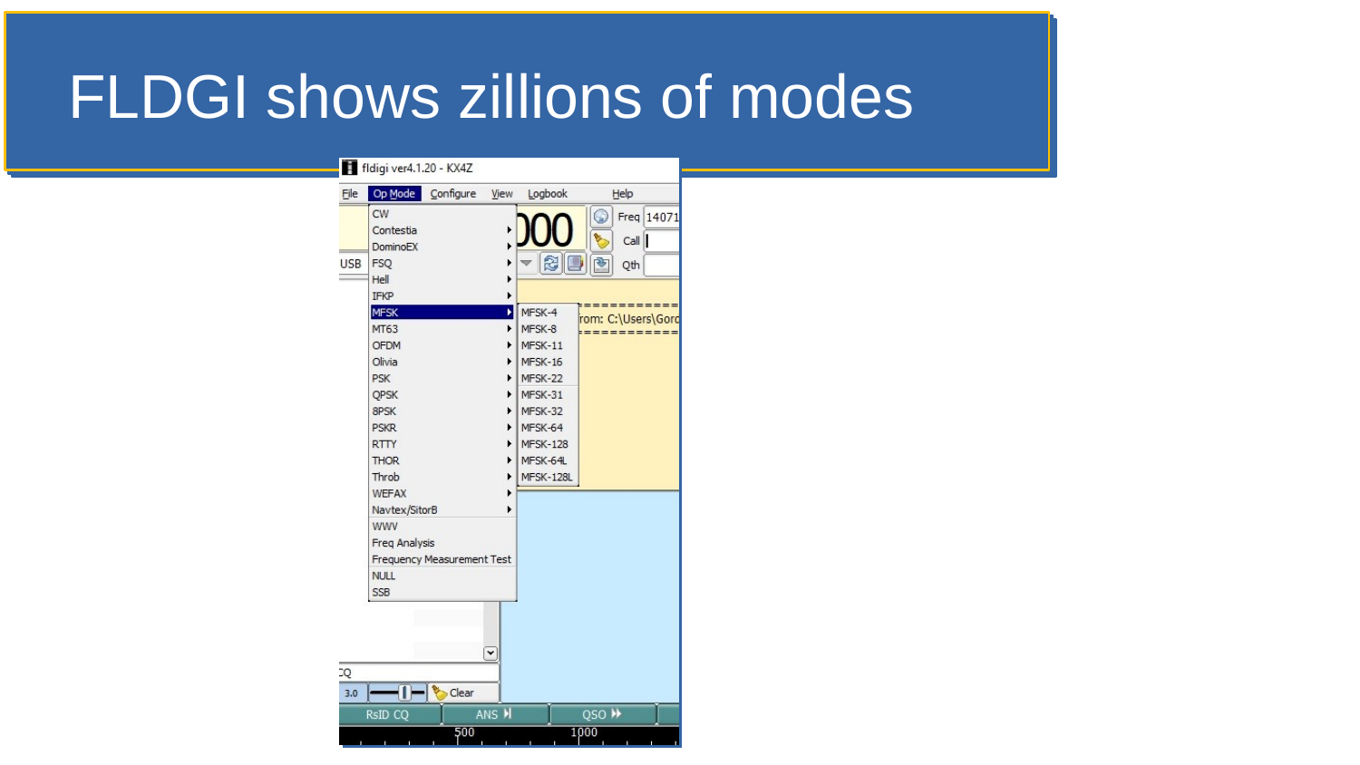# FLDGI shows zillions of modes

fldigi ver4.1.20 - KX4Z

File | Op Mode | Configure | View | Logbook | Help

- CW
- Contestia
- DominoEX
- FSQ
- Hell
- IFKP
- MFSK
  - MFSK-4
  - MFSK-8
  - MFSK-11
  - MFSK-16
  - MFSK-22
  - MFSK-31
  - MFSK-32
  - MFSK-64
  - MFSK-128
  - MFSK-64L
  - MFSK-128L
- MT63
- OFDM
- Olivia
- PSK
- QPSK
- 8PSK
- PSKR
- RTTY
- THOR
- Throb
- WEFAX
- Navtex/SitorB
- WWV
- Freq Analysis
- Frequency Measurement Test
- NULL
- SSB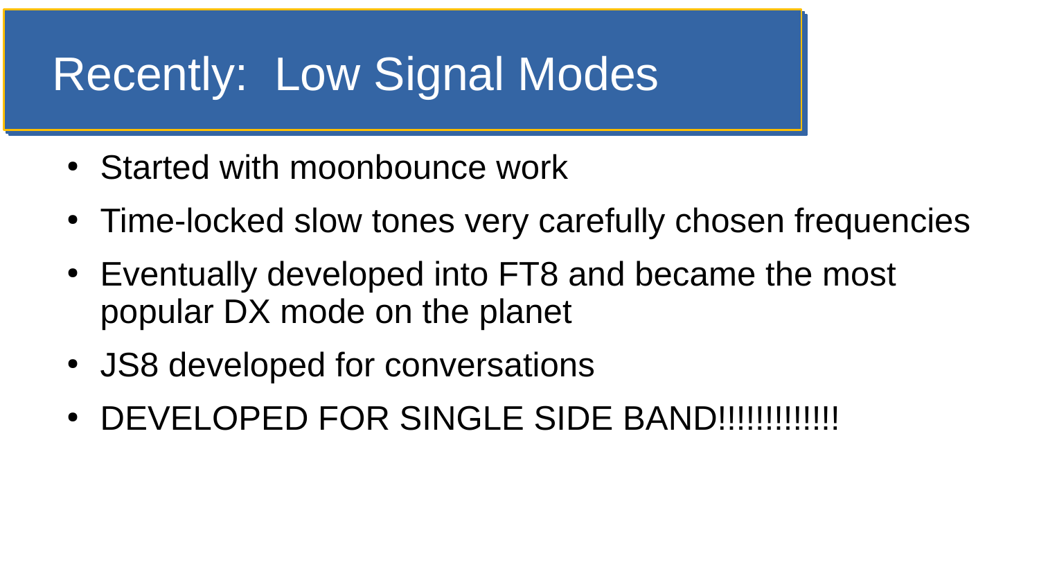# Recently: Low Signal Modes

- Started with moonbounce work
- Time-locked slow tones very carefully chosen frequencies
- Eventually developed into FT8 and became the most popular DX mode on the planet
- JS8 developed for conversations
- DEVELOPED FOR SINGLE SIDE BAND!!!!!!!!!!!!!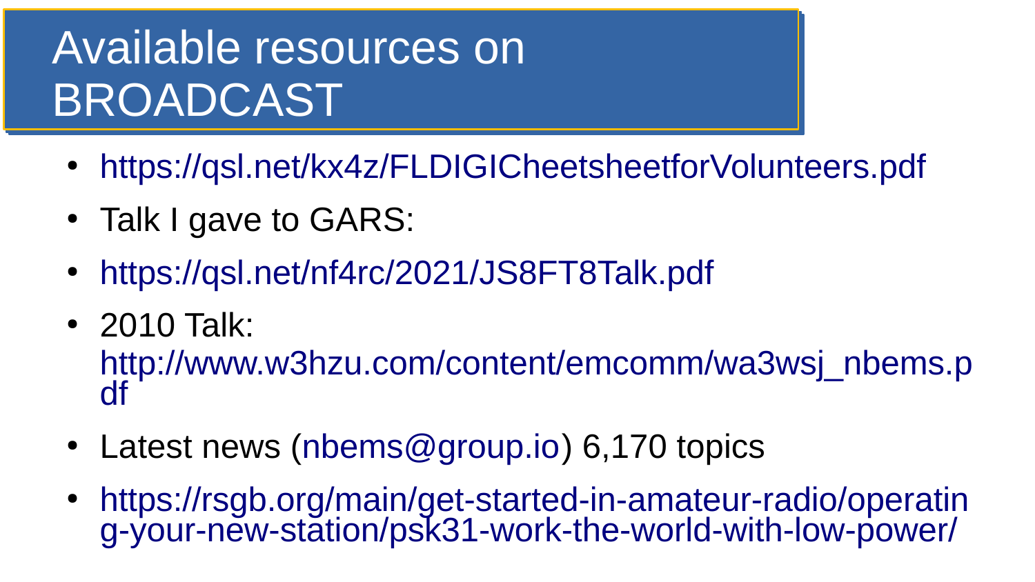# Available resources on BROADCAST

- https://qsl.net/kx4z/FLDIGICheetsheetforVolunteers.pdf
- Talk I gave to GARS:
- https://qsl.net/nf4rc/2021/JS8FT8Talk.pdf
- 2010 Talk: http://www.w3hzu.com/content/emcomm/wa3wsj_nbems.pdf
- Latest news (nbems@group.io) 6,170 topics
- https://rsgb.org/main/get-started-in-amateur-radio/operating-your-new-station/psk31-work-the-world-with-low-power/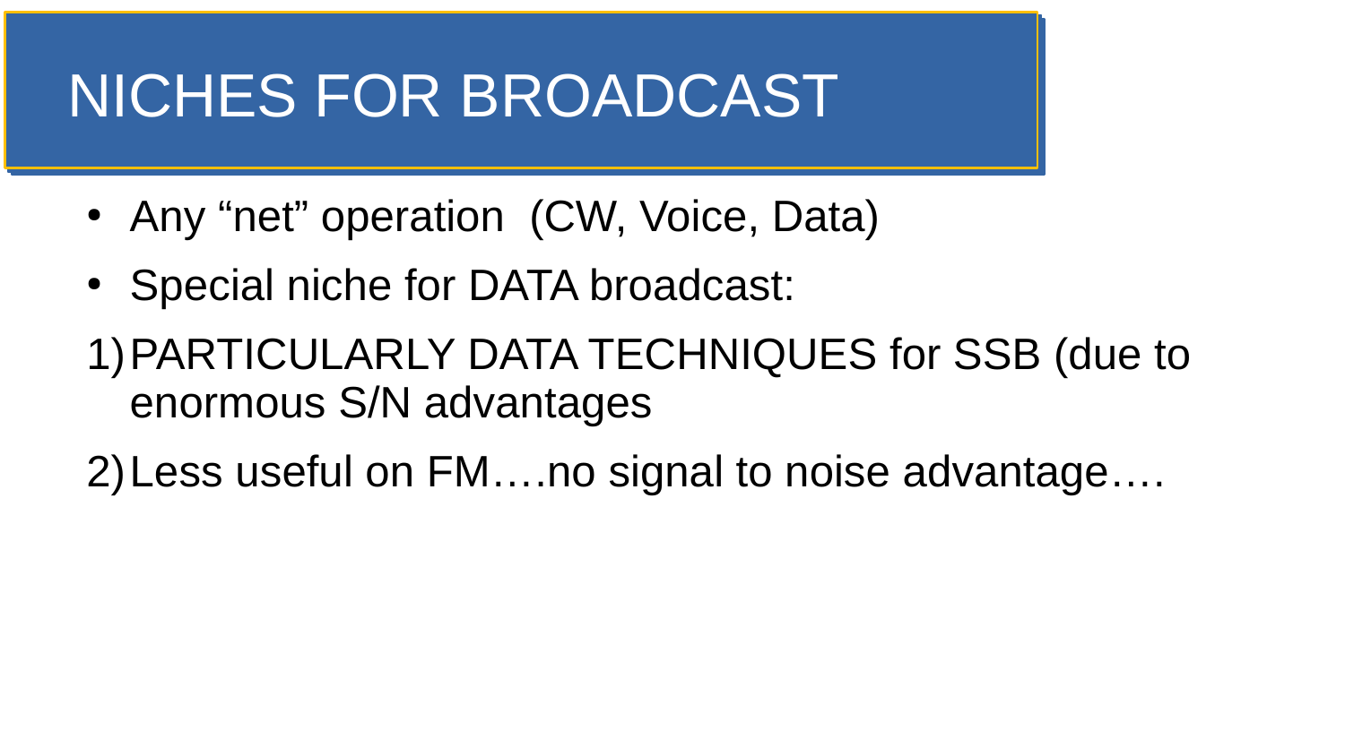# NICHES FOR BROADCAST

- Any “net” operation  (CW, Voice, Data)
- Special niche for DATA broadcast:

1) PARTICULARLY DATA TECHNIQUES for SSB (due to enormous S/N advantages
2) Less useful on FM….no signal to noise advantage….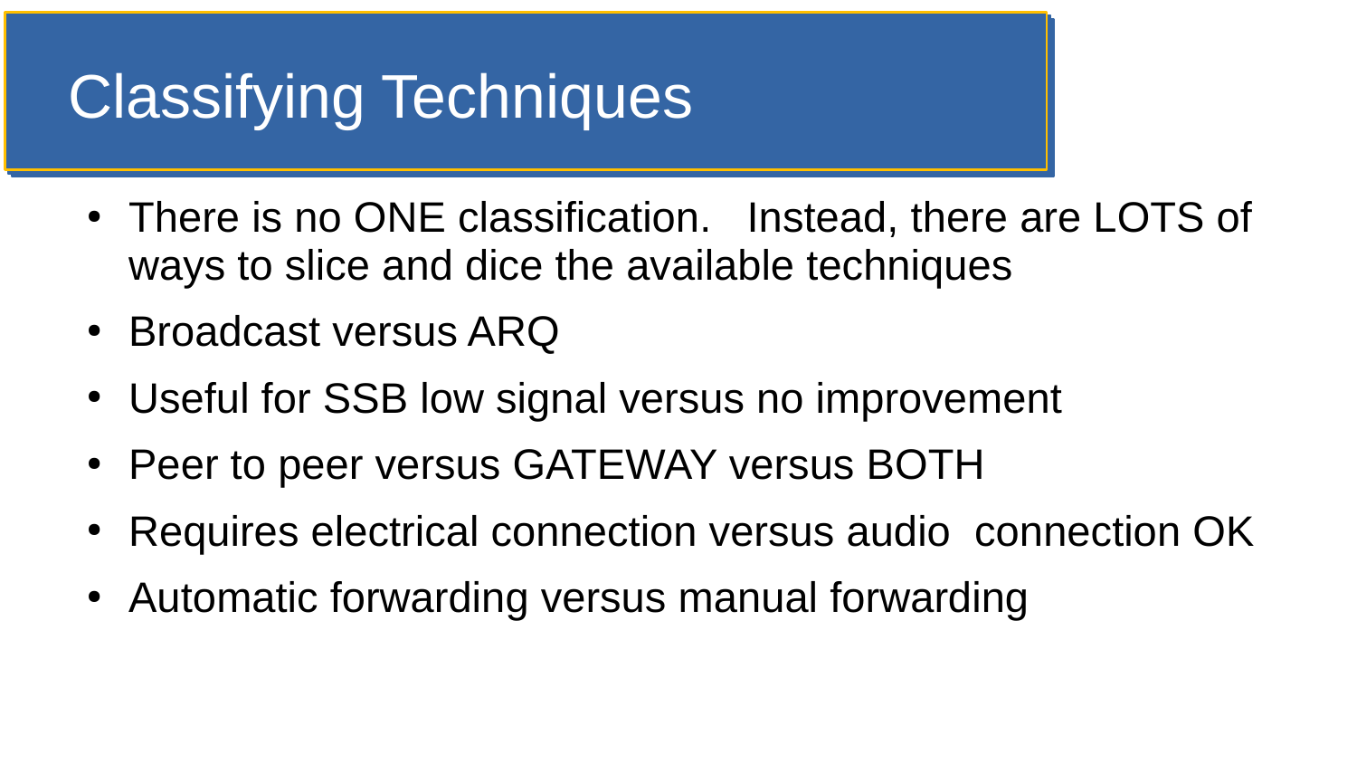# Classifying Techniques

- There is no ONE classification. Instead, there are LOTS of ways to slice and dice the available techniques
- Broadcast versus ARQ
- Useful for SSB low signal versus no improvement
- Peer to peer versus GATEWAY versus BOTH
- Requires electrical connection versus audio connection OK
- Automatic forwarding versus manual forwarding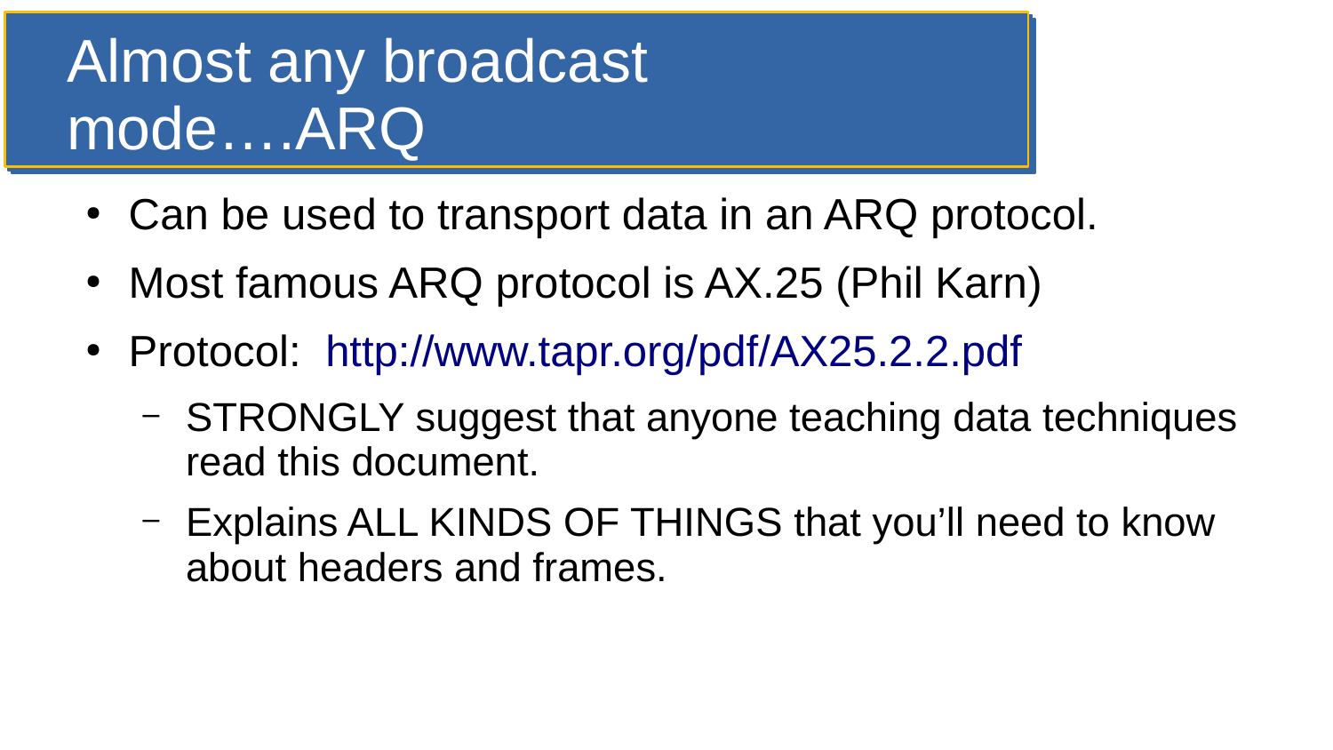# Almost any broadcast mode….ARQ

- Can be used to transport data in an ARQ protocol.
- Most famous ARQ protocol is AX.25 (Phil Karn)
- Protocol: http://www.tapr.org/pdf/AX25.2.2.pdf
  - STRONGLY suggest that anyone teaching data techniques read this document.
  - Explains ALL KINDS OF THINGS that you'll need to know about headers and frames.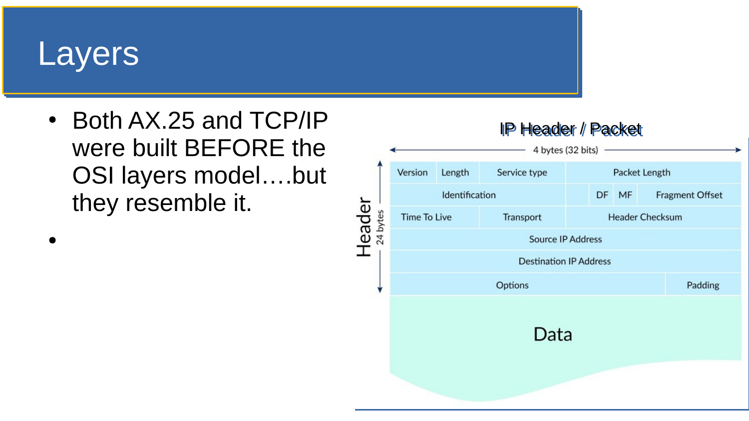# Layers

- Both AX.25 and TCP/IP were built BEFORE the OSI layers model….but they resemble it.
- 

**IP Header / Packet**

4 bytes (32 bits)

Header (24 bytes)

| Version | Length | Service type | Packet Length | | |
|---|---|---|---|---|---|
| Identification | | | DF | MF | Fragment Offset |
| Time To Live | | Transport | Header Checksum | | |
| Source IP Address | | | | | |
| Destination IP Address | | | | | |
| Options | | | | | Padding |

Data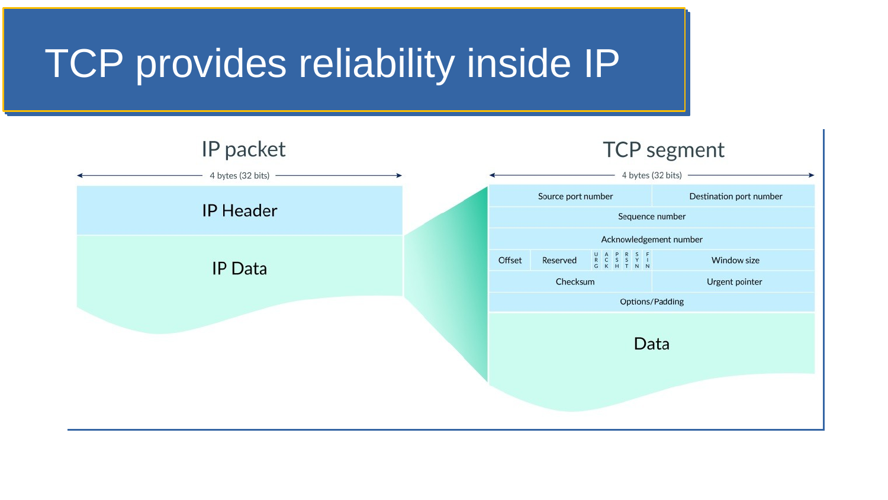# TCP provides reliability inside IP

## IP packet

4 bytes (32 bits)

| IP Header |
|---|
| IP Data |

## TCP segment

4 bytes (32 bits)

| Source port number | | | | | | | | Destination port number |
|---|---|---|---|---|---|---|---|---|
| Sequence number | | | | | | | | |
| Acknowledgement number | | | | | | | | |
| Offset | Reserved | URG | ACK | PSH | RST | SYN | FIN | Window size |
| Checksum | | | | | | | | Urgent pointer |
| Options/Padding | | | | | | | | |
| Data | | | | | | | | |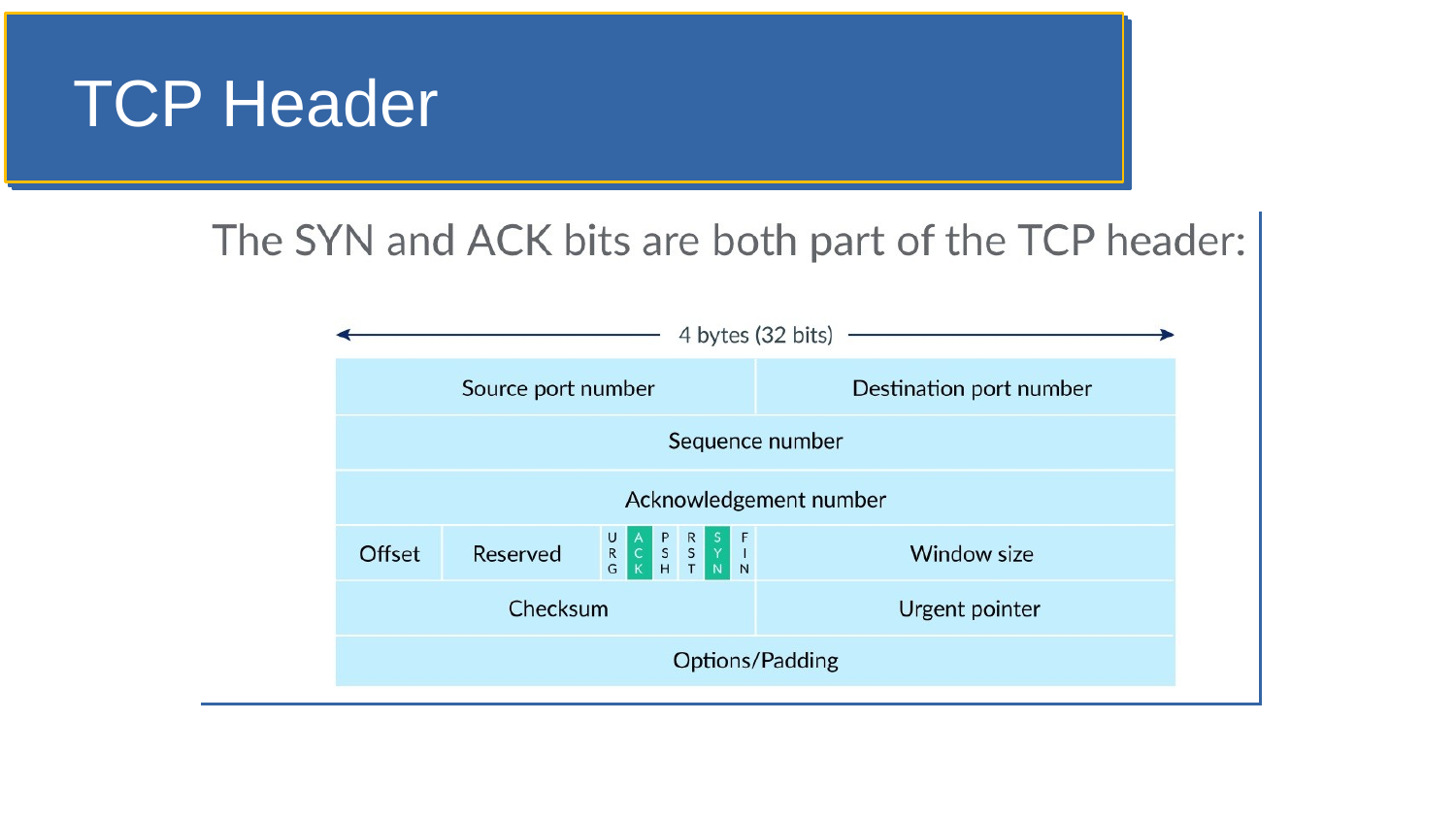# TCP Header

The SYN and ACK bits are both part of the TCP header:

4 bytes (32 bits)

| Source port number | | | | | | | | | Destination port number |
|---|---|---|---|---|---|---|---|---|---|
| Sequence number | | | | | | | | | |
| Acknowledgement number | | | | | | | | | |
| Offset | Reserved | URG | ACK | PSH | RST | SYN | FIN | | Window size |
| Checksum | | | | | | | | | Urgent pointer |
| Options/Padding | | | | | | | | | |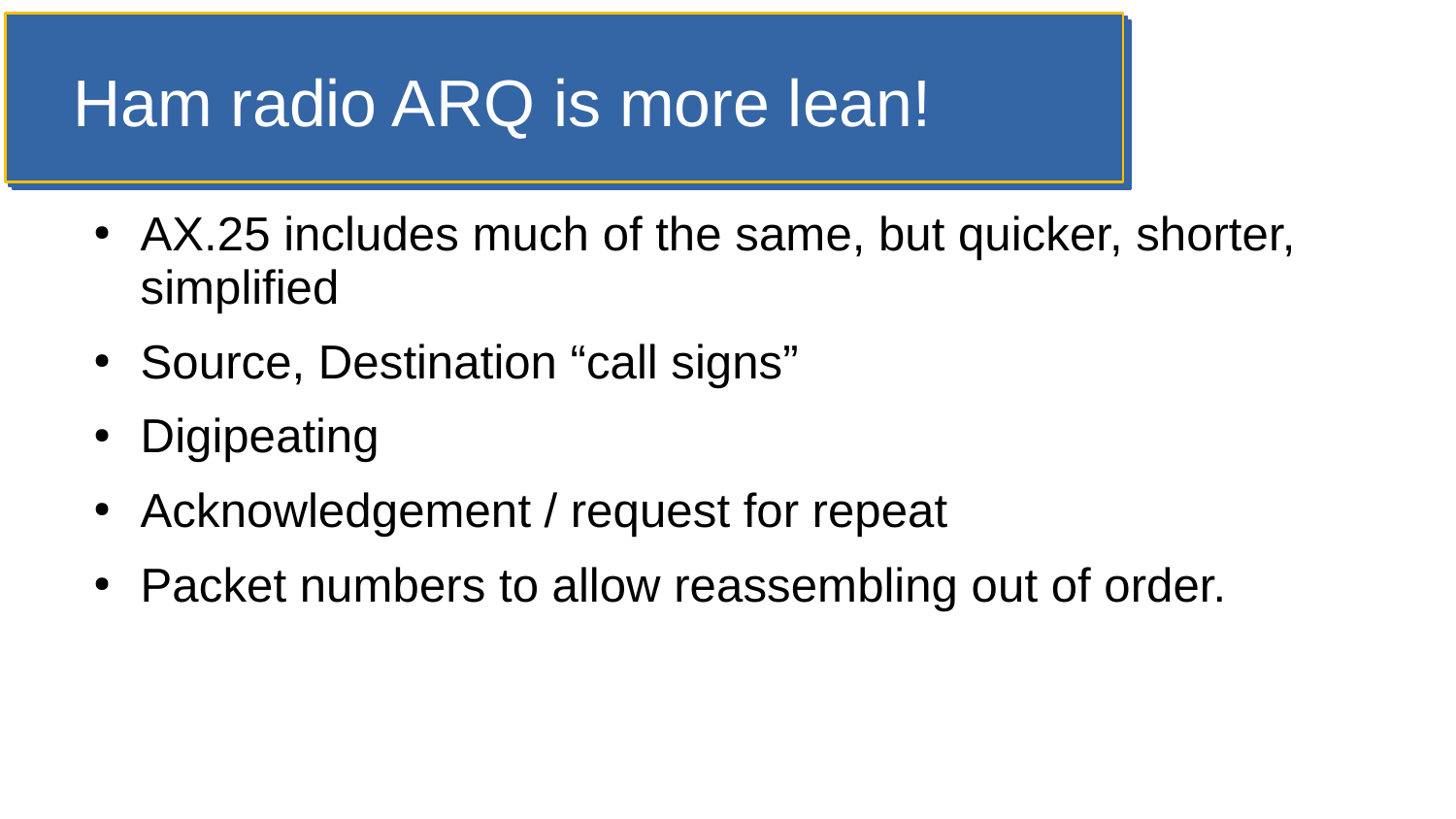# Ham radio ARQ is more lean!

- AX.25 includes much of the same, but quicker, shorter, simplified
- Source, Destination “call signs”
- Digipeating
- Acknowledgement / request for repeat
- Packet numbers to allow reassembling out of order.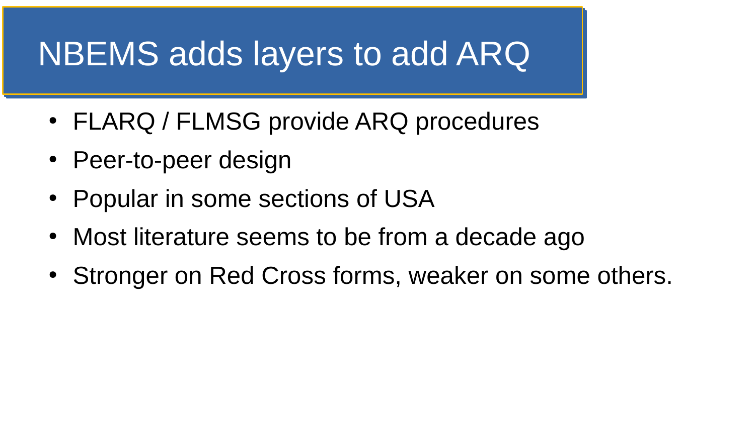# NBEMS adds layers to add ARQ

- FLARQ / FLMSG provide ARQ procedures
- Peer-to-peer design
- Popular in some sections of USA
- Most literature seems to be from a decade ago
- Stronger on Red Cross forms, weaker on some others.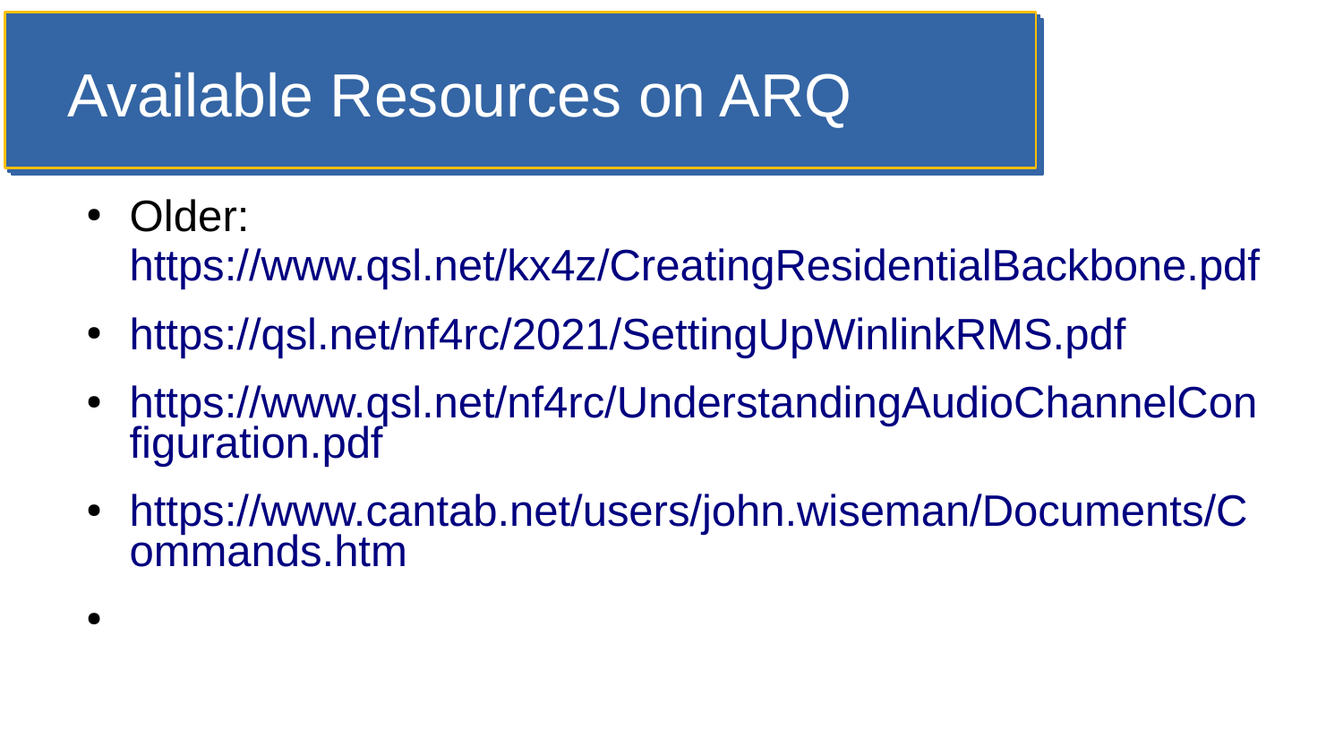# Available Resources on ARQ

- Older: https://www.qsl.net/kx4z/CreatingResidentialBackbone.pdf
- https://qsl.net/nf4rc/2021/SettingUpWinlinkRMS.pdf
- https://www.qsl.net/nf4rc/UnderstandingAudioChannelConfiguration.pdf
- https://www.cantab.net/users/john.wiseman/Documents/Commands.htm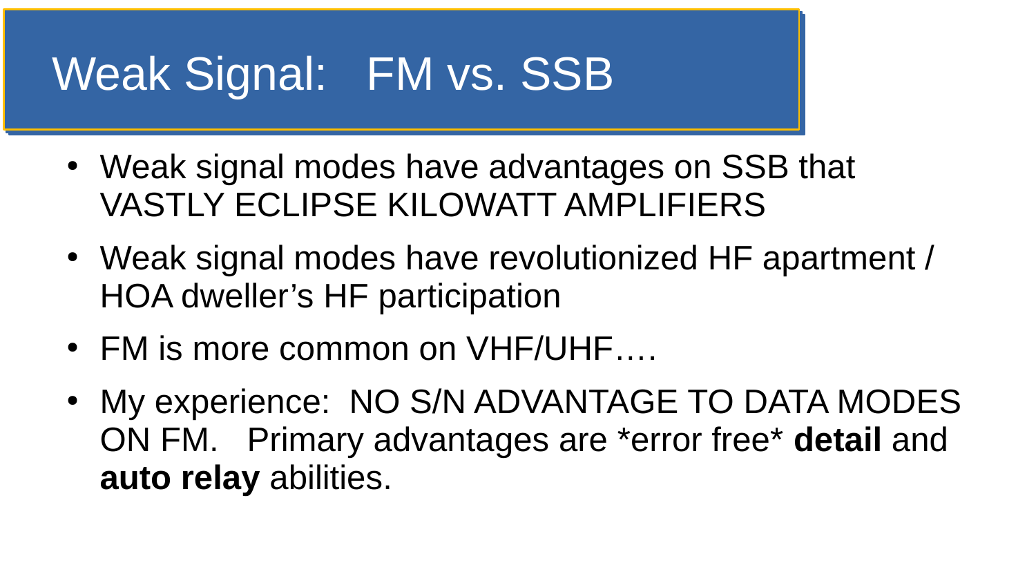# Weak Signal: FM vs. SSB

- Weak signal modes have advantages on SSB that VASTLY ECLIPSE KILOWATT AMPLIFIERS
- Weak signal modes have revolutionized HF apartment / HOA dweller's HF participation
- FM is more common on VHF/UHF….
- My experience: NO S/N ADVANTAGE TO DATA MODES ON FM. Primary advantages are *error free* **detail** and **auto relay** abilities.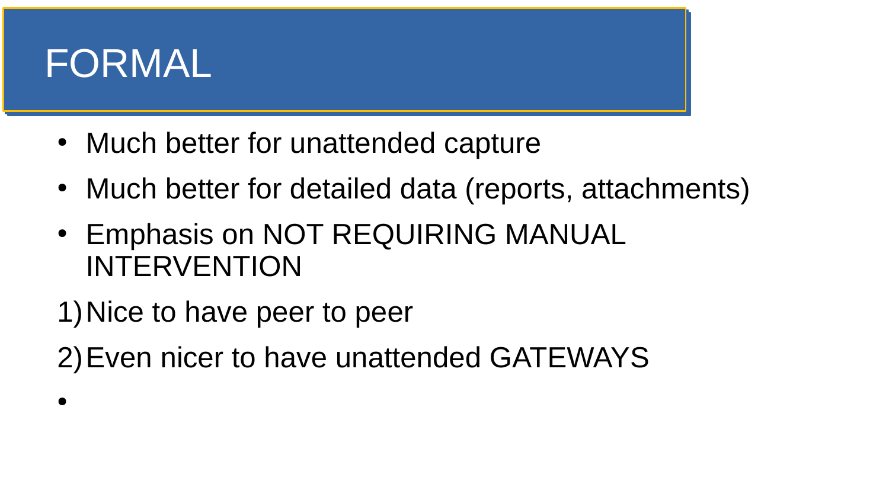# FORMAL

- Much better for unattended capture
- Much better for detailed data (reports, attachments)
- Emphasis on NOT REQUIRING MANUAL INTERVENTION

1) Nice to have peer to peer
2) Even nicer to have unattended GATEWAYS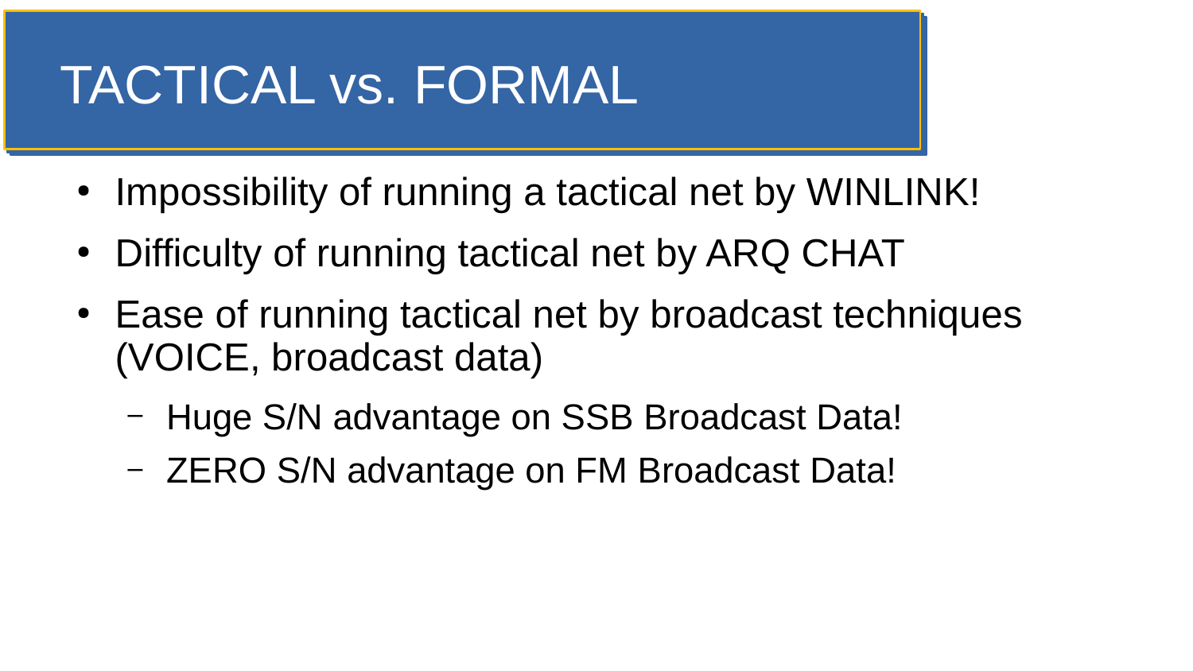# TACTICAL vs. FORMAL

- Impossibility of running a tactical net by WINLINK!
- Difficulty of running tactical net by ARQ CHAT
- Ease of running tactical net by broadcast techniques (VOICE, broadcast data)
  - Huge S/N advantage on SSB Broadcast Data!
  - ZERO S/N advantage on FM Broadcast Data!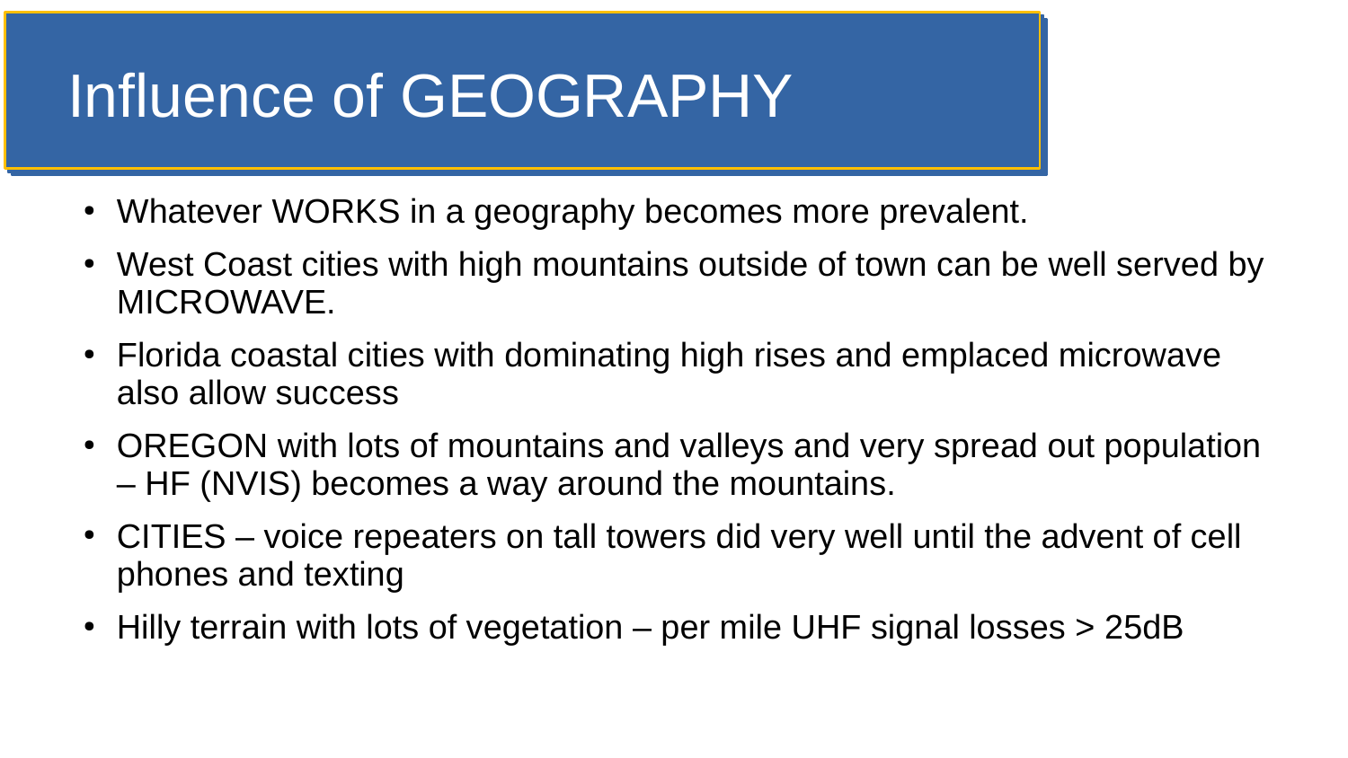# Influence of GEOGRAPHY

- Whatever WORKS in a geography becomes more prevalent.
- West Coast cities with high mountains outside of town can be well served by MICROWAVE.
- Florida coastal cities with dominating high rises and emplaced microwave also allow success
- OREGON with lots of mountains and valleys and very spread out population – HF (NVIS) becomes a way around the mountains.
- CITIES – voice repeaters on tall towers did very well until the advent of cell phones and texting
- Hilly terrain with lots of vegetation – per mile UHF signal losses > 25dB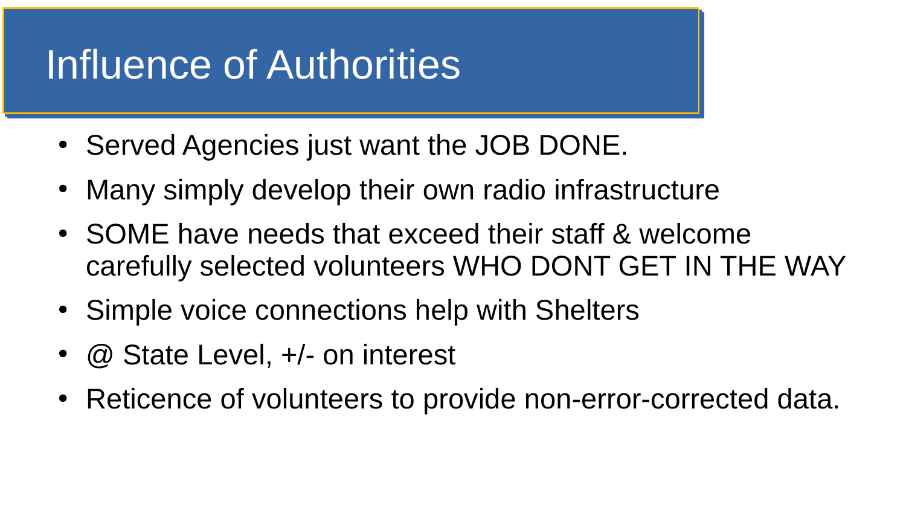# Influence of Authorities

- Served Agencies just want the JOB DONE.
- Many simply develop their own radio infrastructure
- SOME have needs that exceed their staff & welcome carefully selected volunteers WHO DONT GET IN THE WAY
- Simple voice connections help with Shelters
- @ State Level, +/- on interest
- Reticence of volunteers to provide non-error-corrected data.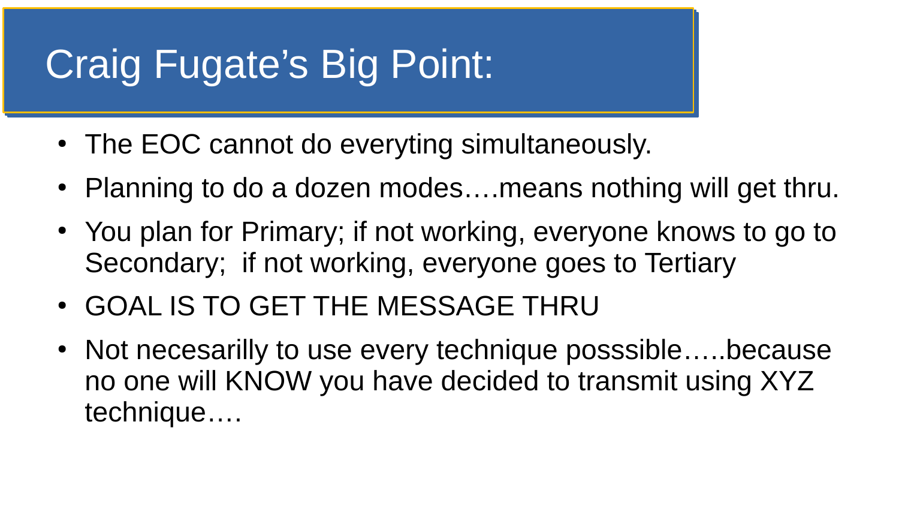# Craig Fugate's Big Point:

- The EOC cannot do everyting simultaneously.
- Planning to do a dozen modes….means nothing will get thru.
- You plan for Primary; if not working, everyone knows to go to Secondary;  if not working, everyone goes to Tertiary
- GOAL IS TO GET THE MESSAGE THRU
- Not necesarilly to use every technique posssible…..because no one will KNOW you have decided to transmit using XYZ technique….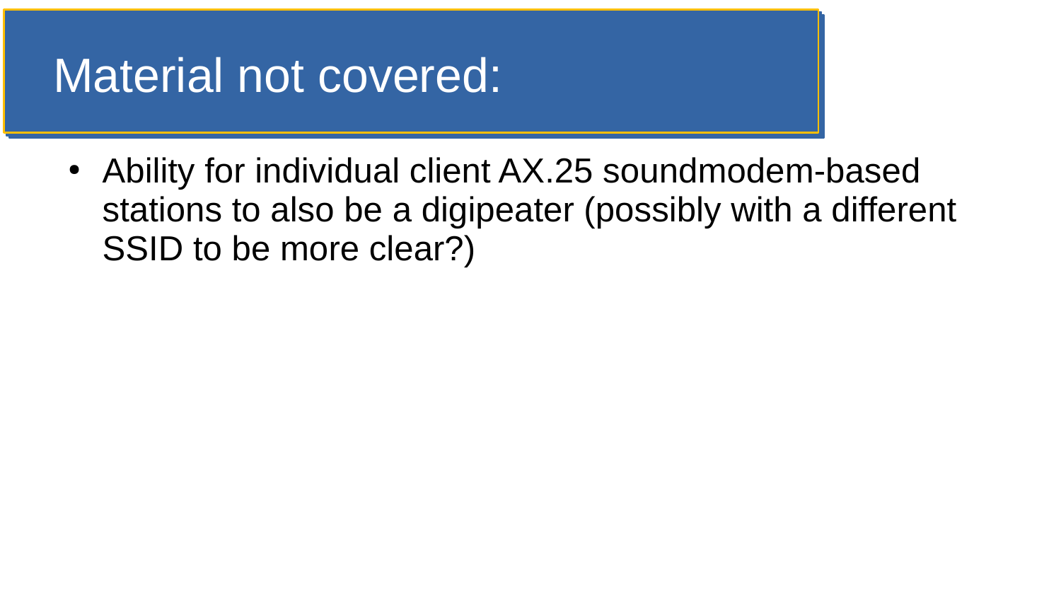# Material not covered:

- Ability for individual client AX.25 soundmodem-based stations to also be a digipeater (possibly with a different SSID to be more clear?)